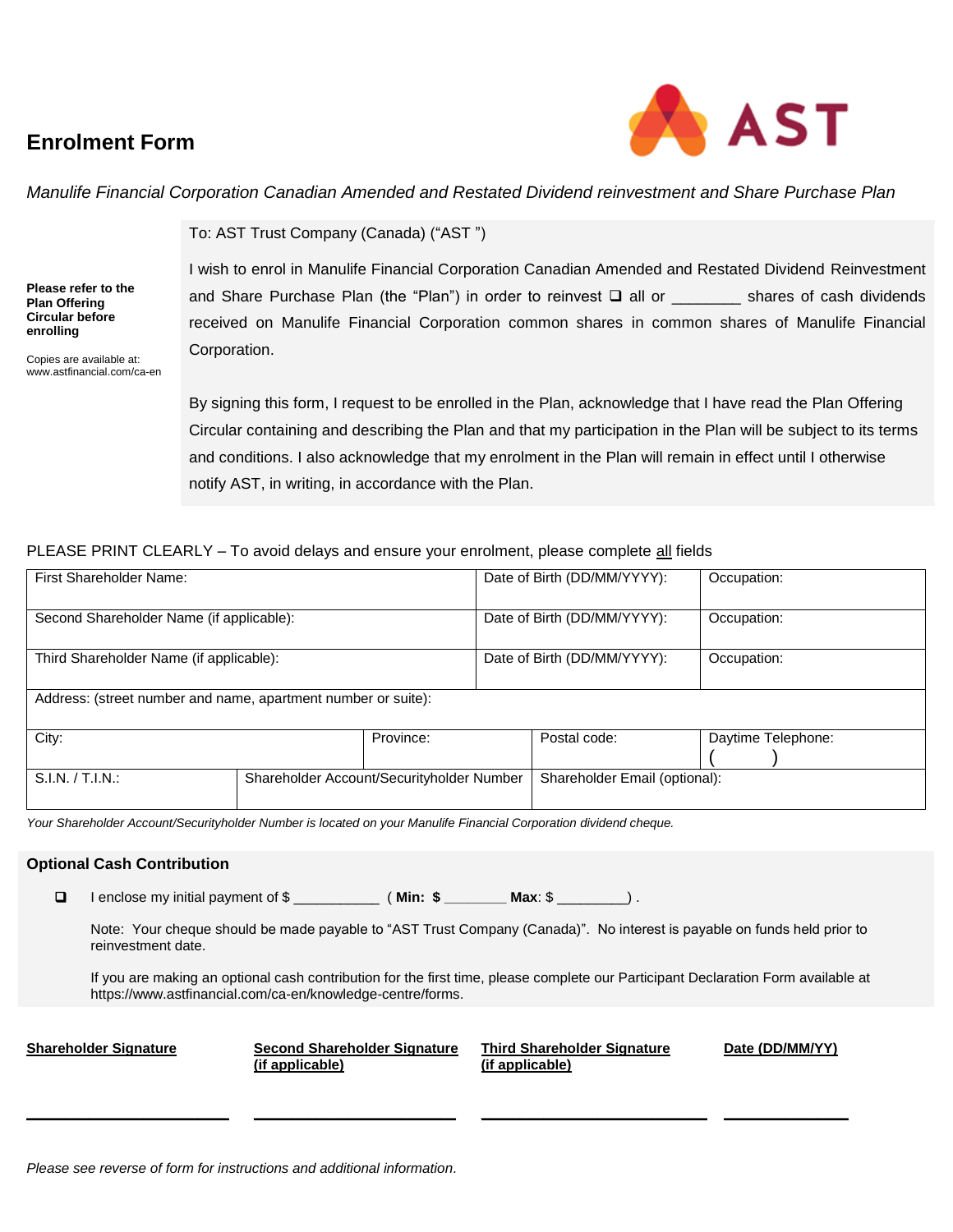# Enrolment Form

*Manulife Financial Corporation Canadian Amended and Restated Dividend reinvestment and Share Purchase Plan*

**Please refer to the Plan Offering Circular before enrolling**

Copies are available at: www.astfinancial.com/ca-en

To: AST Trust Company (Canada) ("AST ")

I wish to enrol in Manulife Financial Corporation Canadian Amended and Restated Dividend Reinvestment and Share Purchase Plan (the "Plan") in order to reinvest ❑ all or ________ shares of cash dividends received on Manulife Financial Corporation common shares in common shares of Manulife Financial Corporation.

By signing this form, I request to be enrolled in the Plan, acknowledge that I have read the Plan Offering Circular containing and describing the Plan and that my participation in the Plan will be subject to its terms and conditions. I also acknowledge that my enrolment in the Plan will remain in effect until I otherwise notify AST, in writing, in accordance with the Plan.

PLEASE PRINT CLEARLY – To avoid delays and ensure your enrolment, please complete all fields

| | | | |
|---|---|---|---|
| First Shareholder Name: | | Date of Birth (DD/MM/YYYY): | Occupation: |
| Second Shareholder Name (if applicable): | | Date of Birth (DD/MM/YYYY): | Occupation: |
| Third Shareholder Name (if applicable): | | Date of Birth (DD/MM/YYYY): | Occupation: |
| Address: (street number and name, apartment number or suite): | | | |
| City: | Province: | Postal code: | Daytime Telephone: ( ) |
| S.I.N. / T.I.N.: | Shareholder Account/Securityholder Number | Shareholder Email (optional): | |

*Your Shareholder Account/Securityholder Number is located on your Manulife Financial Corporation dividend cheque.*

## Optional Cash Contribution

❑ I enclose my initial payment of $ __________ ( **Min: $** _______ **Max**: $ ________) .

Note: Your cheque should be made payable to "AST Trust Company (Canada)". No interest is payable on funds held prior to reinvestment date.

If you are making an optional cash contribution for the first time, please complete our Participant Declaration Form available at https://www.astfinancial.com/ca-en/knowledge-centre/forms.

| **Shareholder Signature** | **Second Shareholder Signature (if applicable)** | **Third Shareholder Signature (if applicable)** | **Date (DD/MM/YY)** |
|---|---|---|---|
| ______________ | ______________ | ______________ | __________ |

*Please see reverse of form for instructions and additional information.*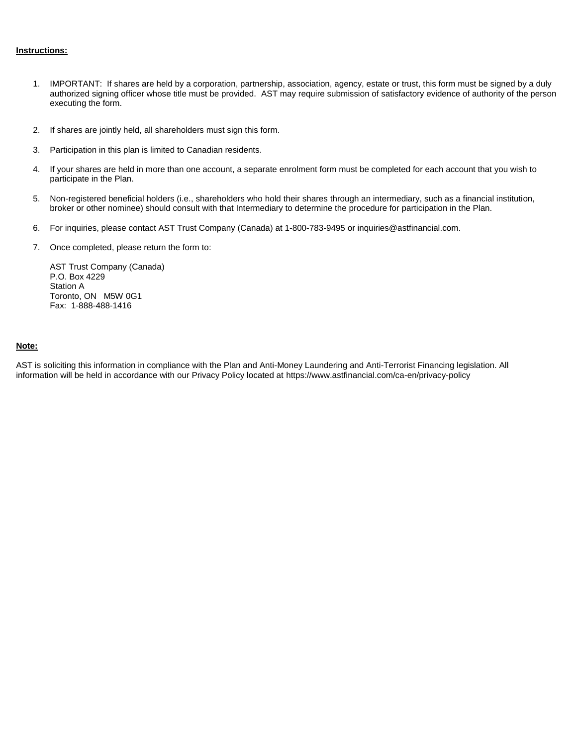**Instructions:**

1. IMPORTANT: If shares are held by a corporation, partnership, association, agency, estate or trust, this form must be signed by a duly authorized signing officer whose title must be provided. AST may require submission of satisfactory evidence of authority of the person executing the form.

2. If shares are jointly held, all shareholders must sign this form.

3. Participation in this plan is limited to Canadian residents.

4. If your shares are held in more than one account, a separate enrolment form must be completed for each account that you wish to participate in the Plan.

5. Non-registered beneficial holders (i.e., shareholders who hold their shares through an intermediary, such as a financial institution, broker or other nominee) should consult with that Intermediary to determine the procedure for participation in the Plan.

6. For inquiries, please contact AST Trust Company (Canada) at 1-800-783-9495 or inquiries@astfinancial.com.

7. Once completed, please return the form to:

   AST Trust Company (Canada)
   P.O. Box 4229
   Station A
   Toronto, ON M5W 0G1
   Fax: 1-888-488-1416

**Note:**

AST is soliciting this information in compliance with the Plan and Anti-Money Laundering and Anti-Terrorist Financing legislation. All information will be held in accordance with our Privacy Policy located at https://www.astfinancial.com/ca-en/privacy-policy